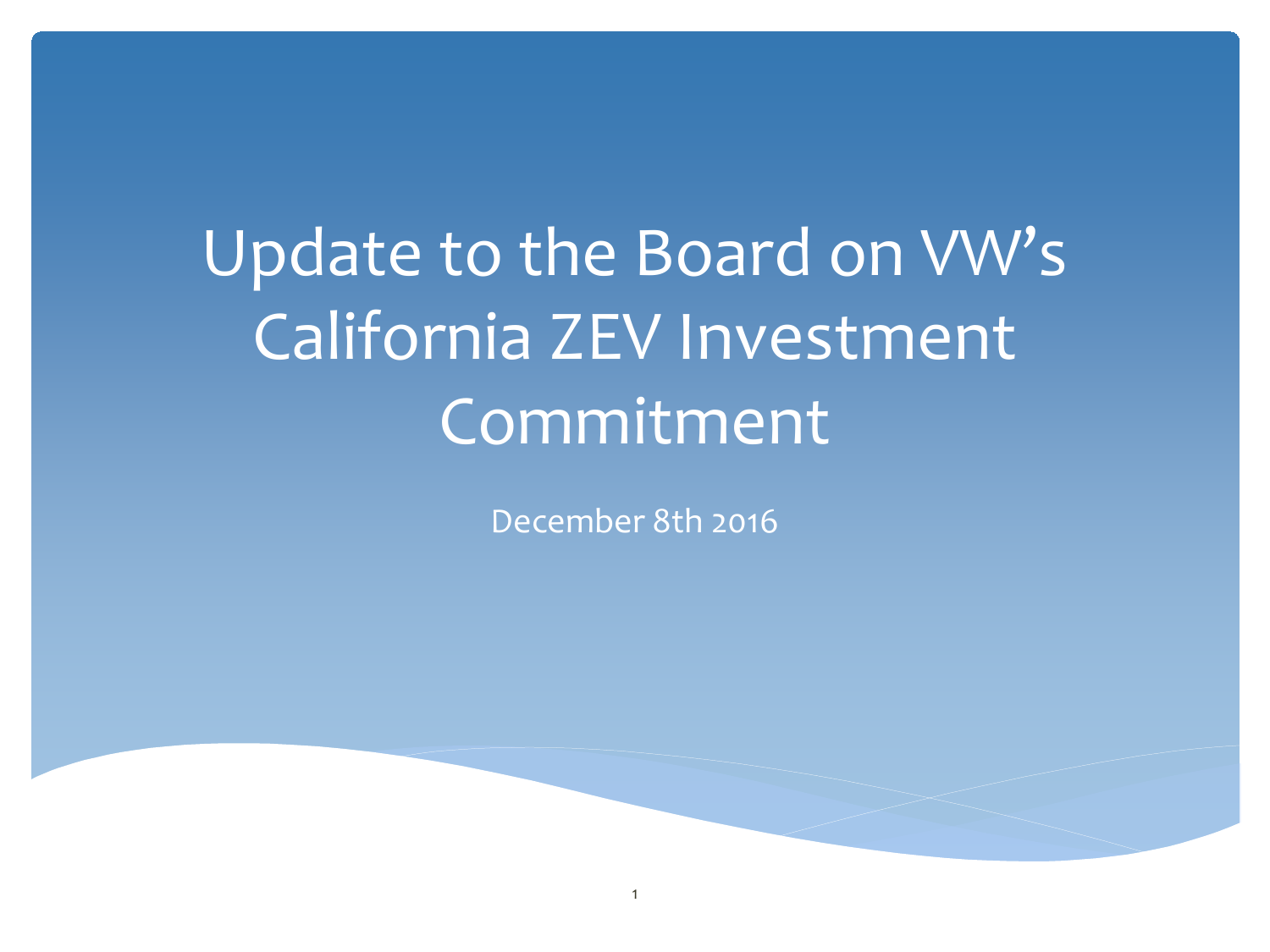# Update to the Board on VW's California ZEV Investment Commitment

December 8th 2016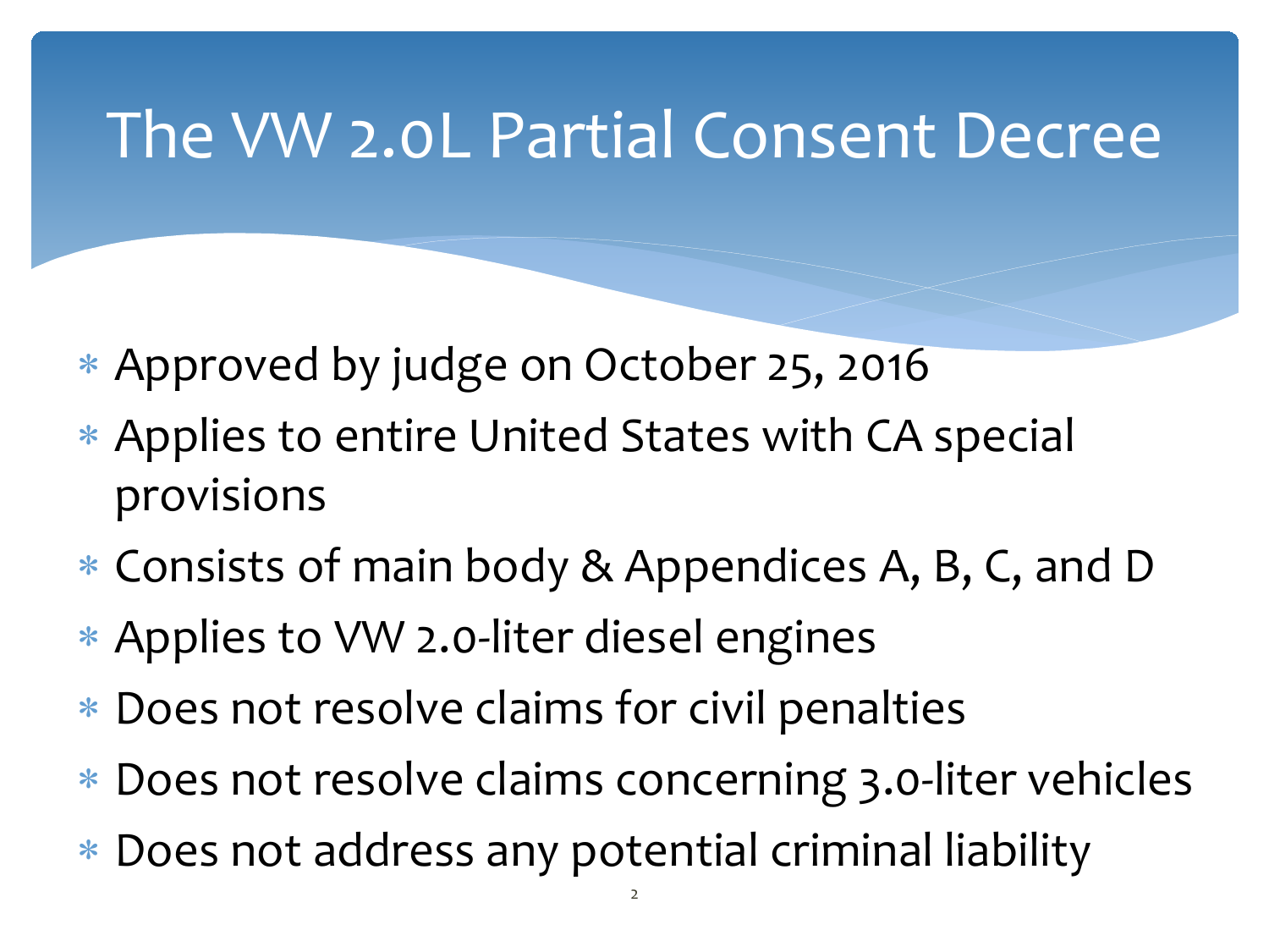# The VW 2.0L Partial Consent Decree

- Approved by judge on October 25, 2016
- Applies to entire United States with CA special provisions
- Consists of main body & Appendices A, B, C, and D
- Applies to VW 2.0-liter diesel engines
- Does not resolve claims for civil penalties
- Does not resolve claims concerning 3.0-liter vehicles
- Does not address any potential criminal liability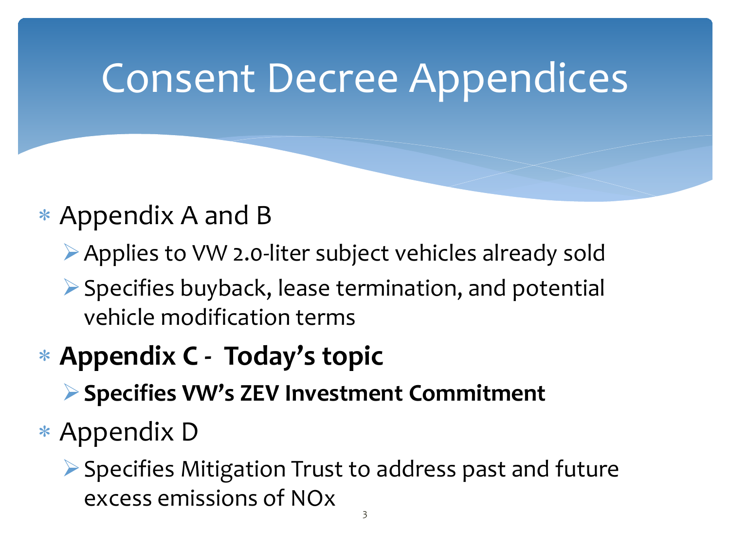# Consent Decree Appendices

- Appendix A and B
  - Applies to VW 2.0-liter subject vehicles already sold
  - Specifies buyback, lease termination, and potential vehicle modification terms
- **Appendix C - Today's topic**
  - **Specifies VW's ZEV Investment Commitment**
- Appendix D
  - Specifies Mitigation Trust to address past and future excess emissions of NOx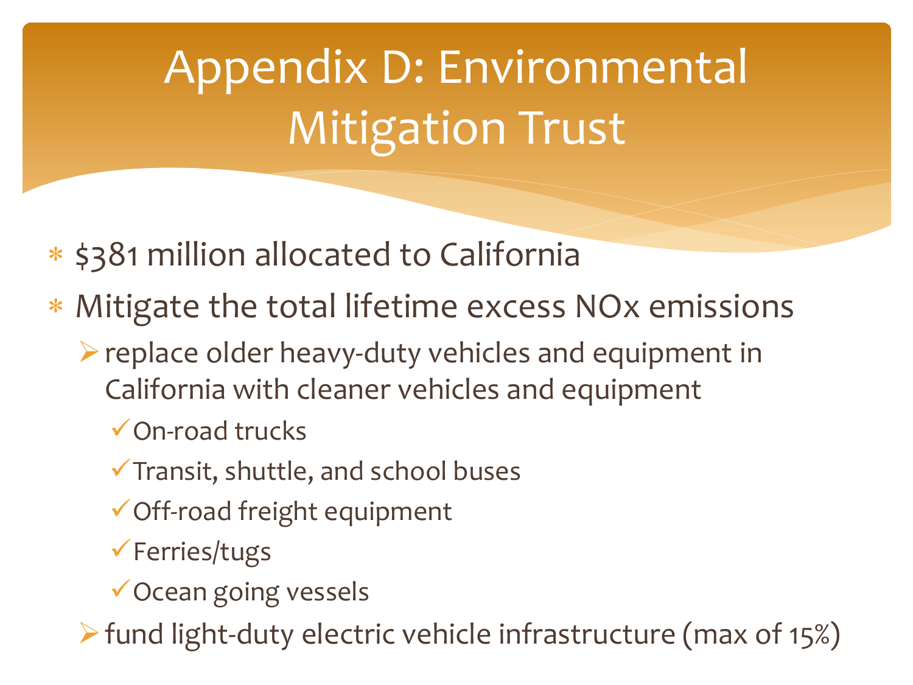# Appendix D: Environmental Mitigation Trust

- $381 million allocated to California
- Mitigate the total lifetime excess NOx emissions
  - replace older heavy-duty vehicles and equipment in California with cleaner vehicles and equipment
    - ✓ On-road trucks
    - ✓ Transit, shuttle, and school buses
    - ✓ Off-road freight equipment
    - ✓ Ferries/tugs
    - ✓ Ocean going vessels
  - fund light-duty electric vehicle infrastructure (max of 15%)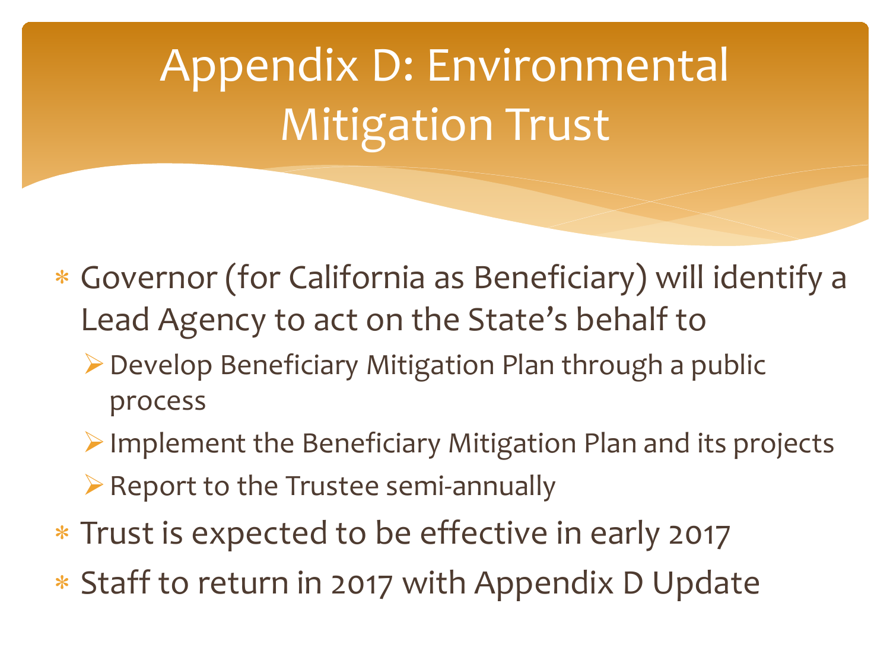# Appendix D: Environmental Mitigation Trust

- Governor (for California as Beneficiary) will identify a Lead Agency to act on the State's behalf to
  - Develop Beneficiary Mitigation Plan through a public process
  - Implement the Beneficiary Mitigation Plan and its projects
  - Report to the Trustee semi-annually
- Trust is expected to be effective in early 2017
- Staff to return in 2017 with Appendix D Update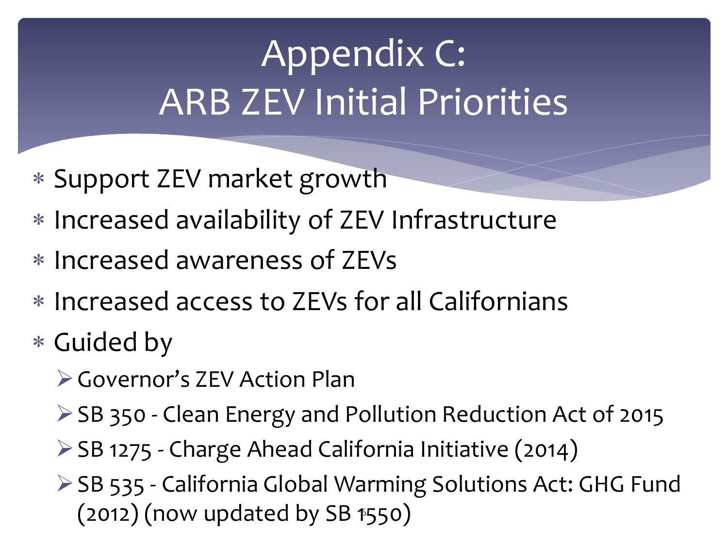# Appendix C: ARB ZEV Initial Priorities

- Support ZEV market growth
- Increased availability of ZEV Infrastructure
- Increased awareness of ZEVs
- Increased access to ZEVs for all Californians
- Guided by
  - Governor's ZEV Action Plan
  - SB 350 - Clean Energy and Pollution Reduction Act of 2015
  - SB 1275 - Charge Ahead California Initiative (2014)
  - SB 535 - California Global Warming Solutions Act: GHG Fund (2012) (now updated by SB 1550)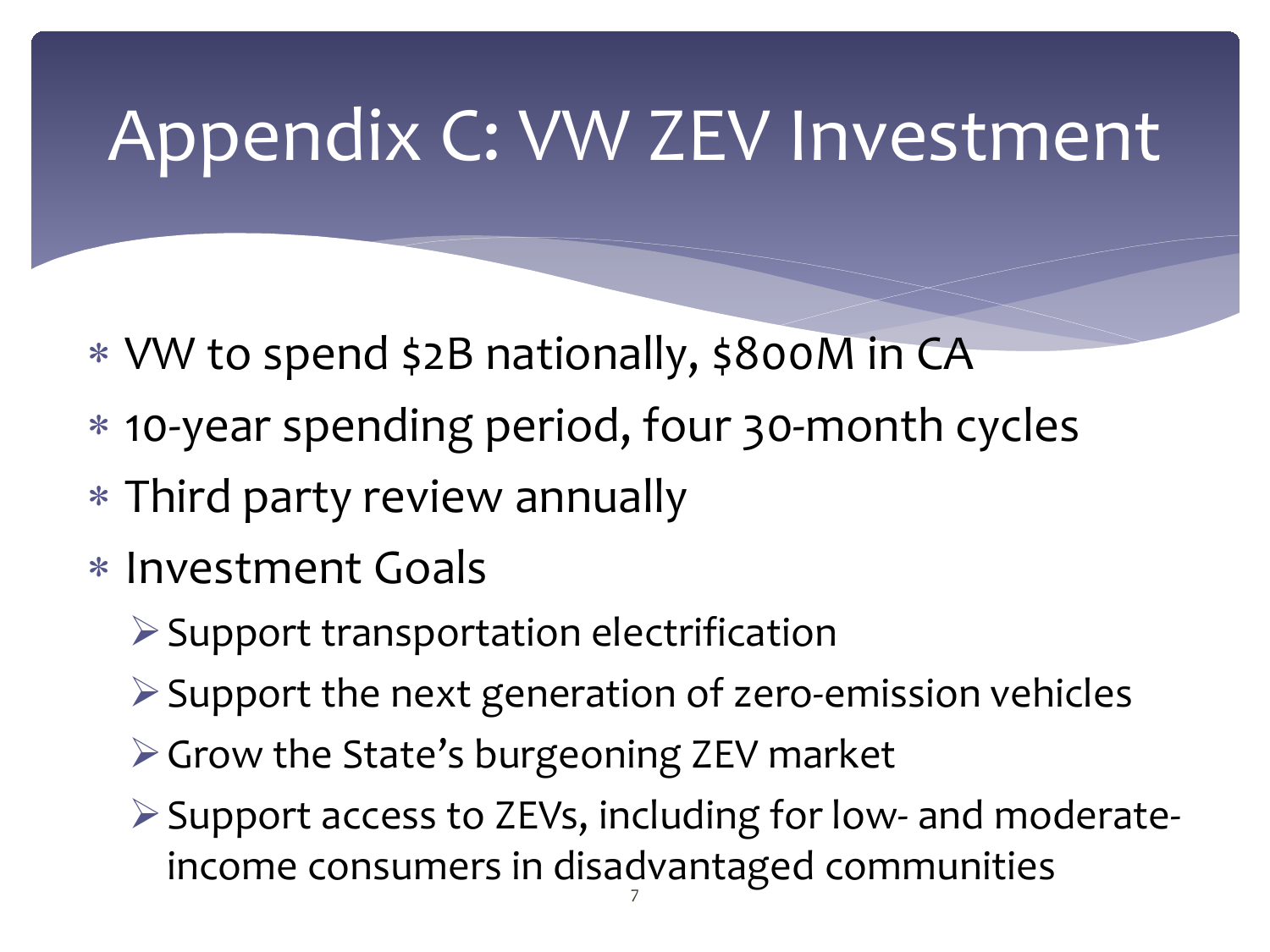# Appendix C: VW ZEV Investment

- VW to spend $2B nationally, $800M in CA
- 10-year spending period, four 30-month cycles
- Third party review annually
- Investment Goals
  - Support transportation electrification
  - Support the next generation of zero-emission vehicles
  - Grow the State's burgeoning ZEV market
  - Support access to ZEVs, including for low- and moderate-income consumers in disadvantaged communities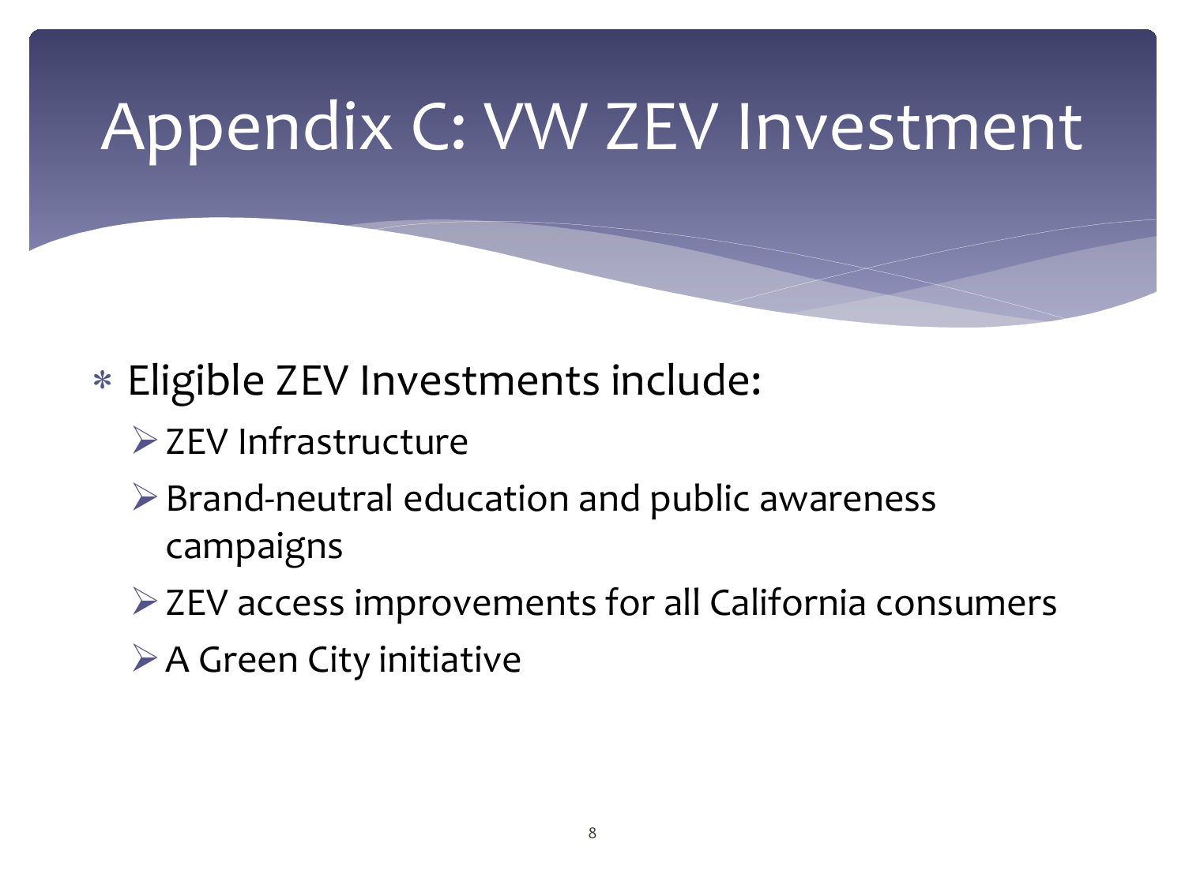# Appendix C: VW ZEV Investment

- Eligible ZEV Investments include:
  - ZEV Infrastructure
  - Brand-neutral education and public awareness campaigns
  - ZEV access improvements for all California consumers
  - A Green City initiative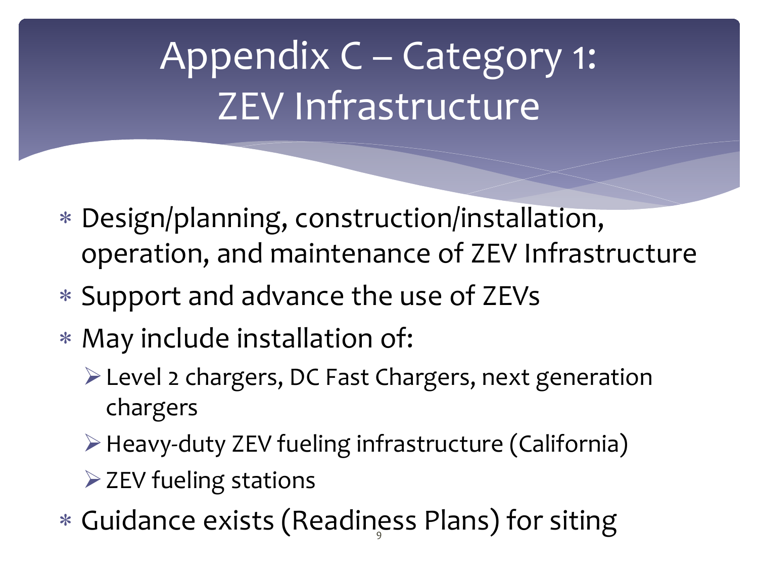# Appendix C – Category 1: ZEV Infrastructure

- Design/planning, construction/installation, operation, and maintenance of ZEV Infrastructure
- Support and advance the use of ZEVs
- May include installation of:
  - Level 2 chargers, DC Fast Chargers, next generation chargers
  - Heavy-duty ZEV fueling infrastructure (California)
  - ZEV fueling stations
- Guidance exists (Readiness Plans) for siting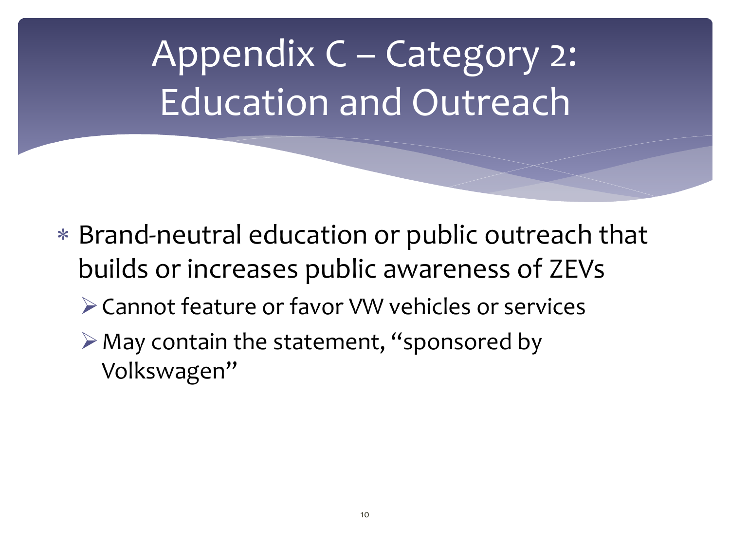# Appendix C – Category 2: Education and Outreach

- Brand-neutral education or public outreach that builds or increases public awareness of ZEVs
  - Cannot feature or favor VW vehicles or services
  - May contain the statement, "sponsored by Volkswagen"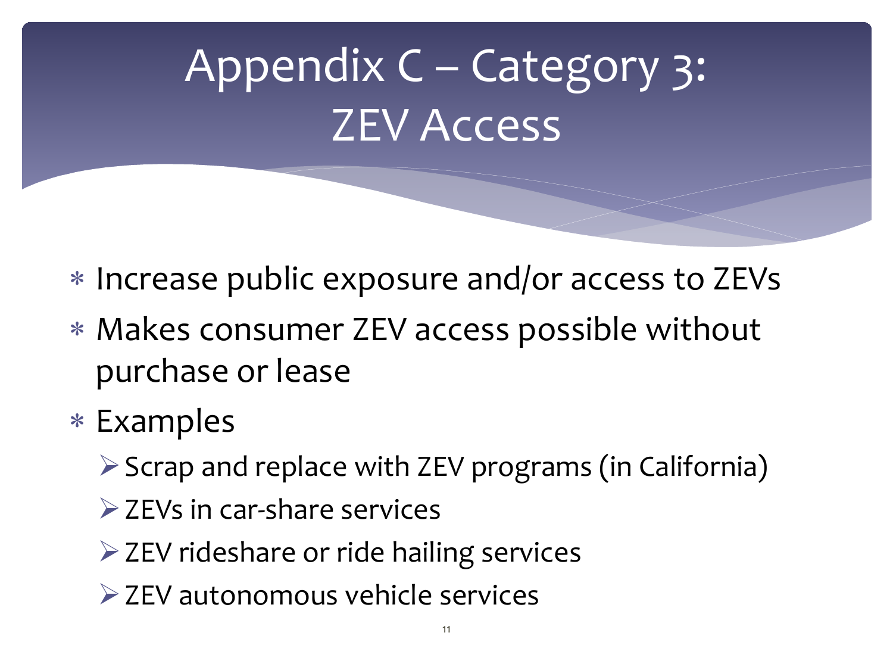# Appendix C – Category 3: ZEV Access

- Increase public exposure and/or access to ZEVs
- Makes consumer ZEV access possible without purchase or lease
- Examples
  - Scrap and replace with ZEV programs (in California)
  - ZEVs in car-share services
  - ZEV rideshare or ride hailing services
  - ZEV autonomous vehicle services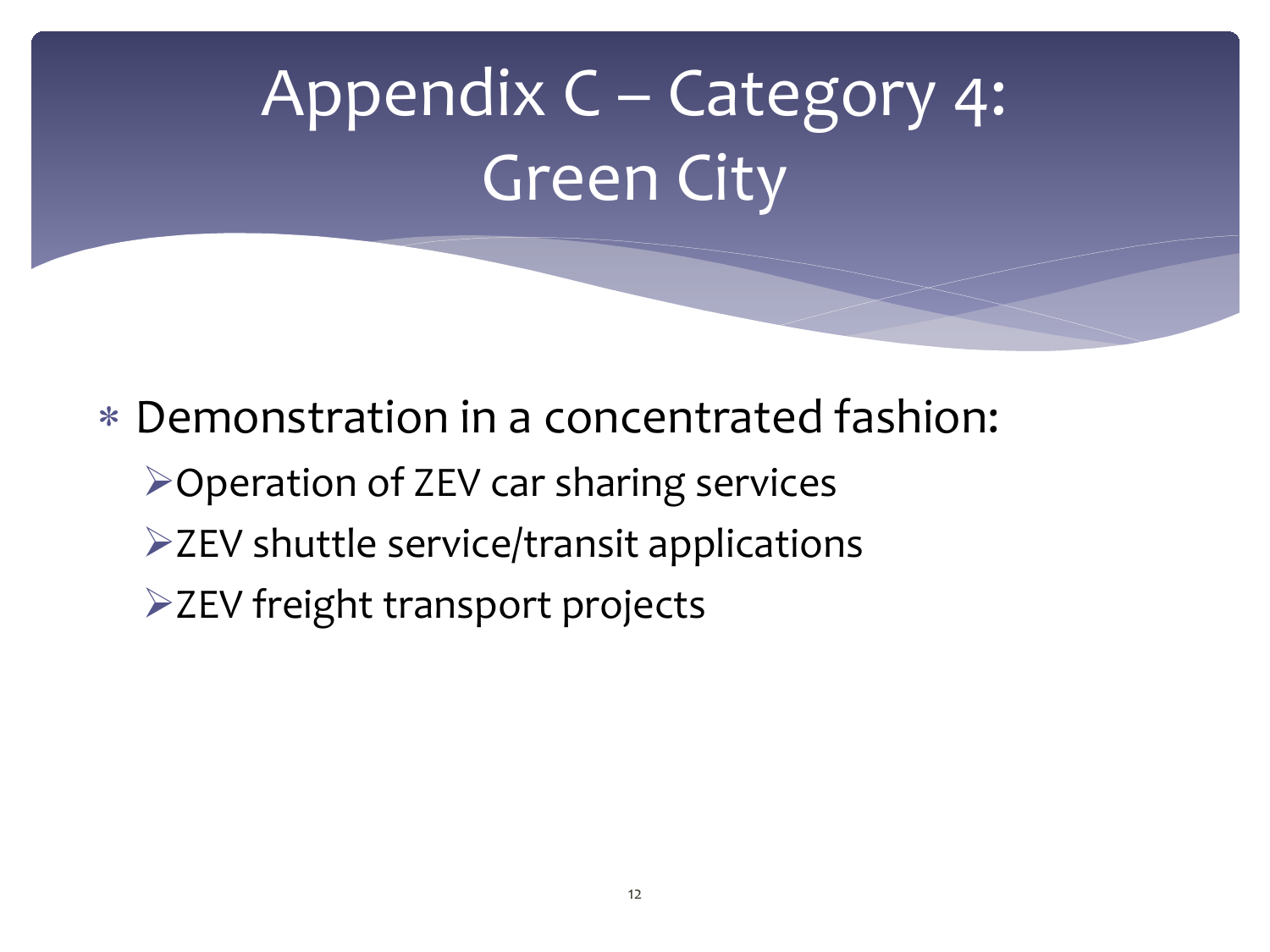# Appendix C – Category 4: Green City

- Demonstration in a concentrated fashion:
  - Operation of ZEV car sharing services
  - ZEV shuttle service/transit applications
  - ZEV freight transport projects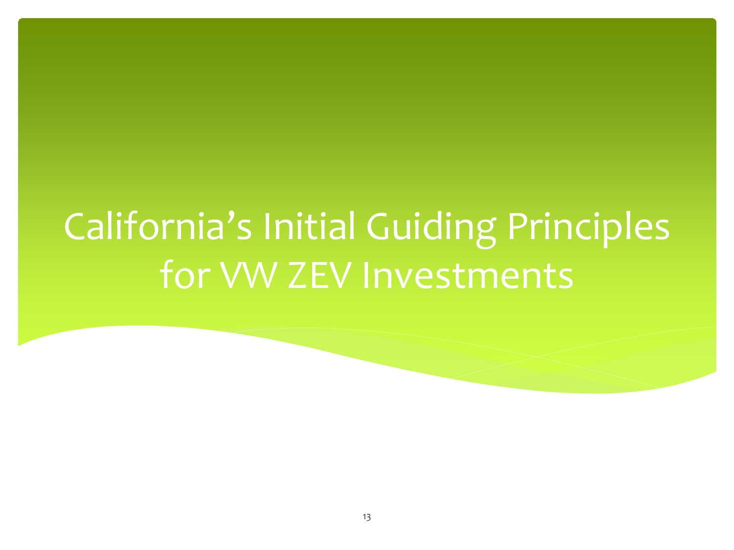# California's Initial Guiding Principles for VW ZEV Investments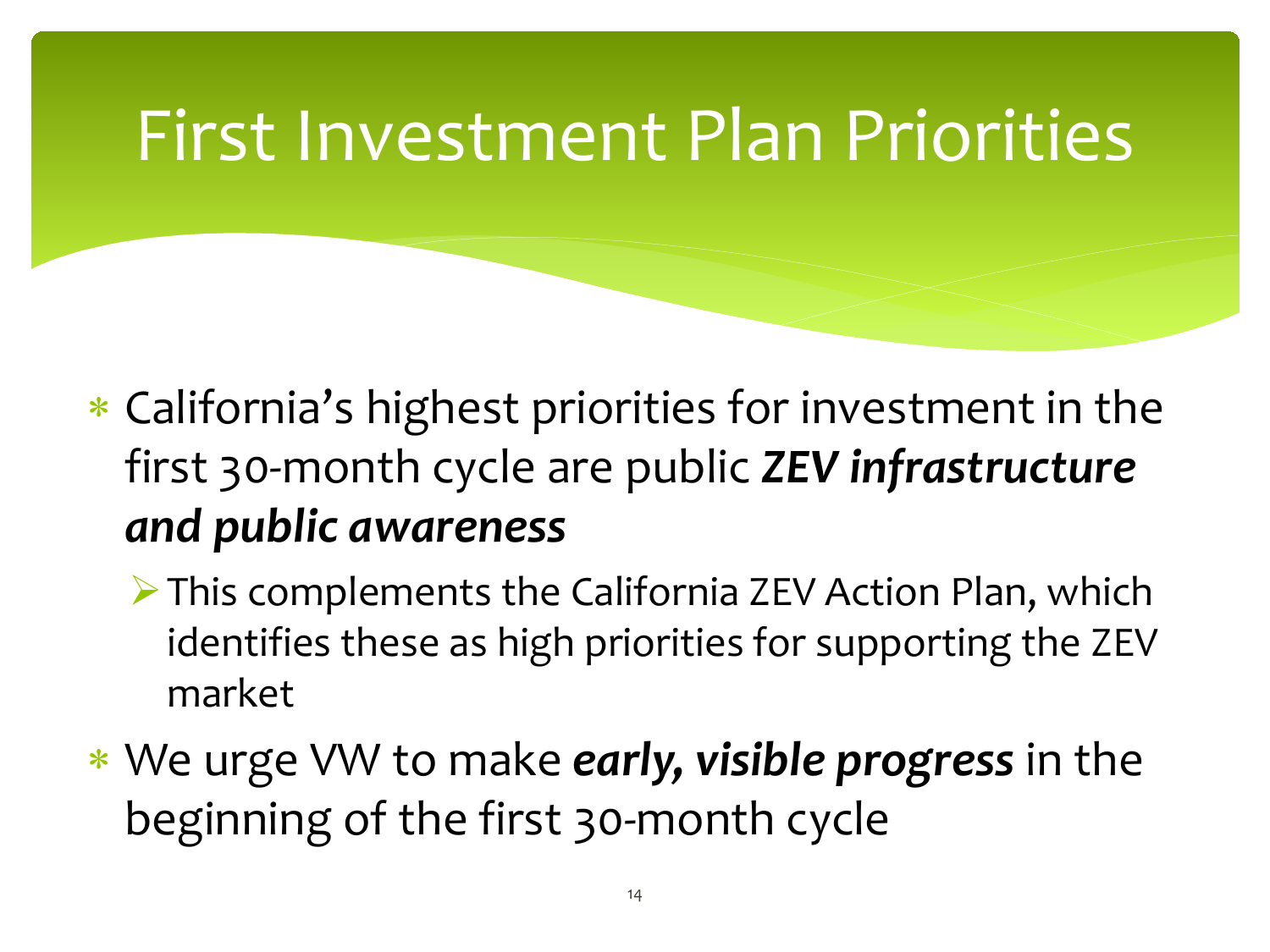# First Investment Plan Priorities

- California's highest priorities for investment in the first 30-month cycle are public ***ZEV infrastructure and public awareness***
  - This complements the California ZEV Action Plan, which identifies these as high priorities for supporting the ZEV market
- We urge VW to make ***early, visible progress*** in the beginning of the first 30-month cycle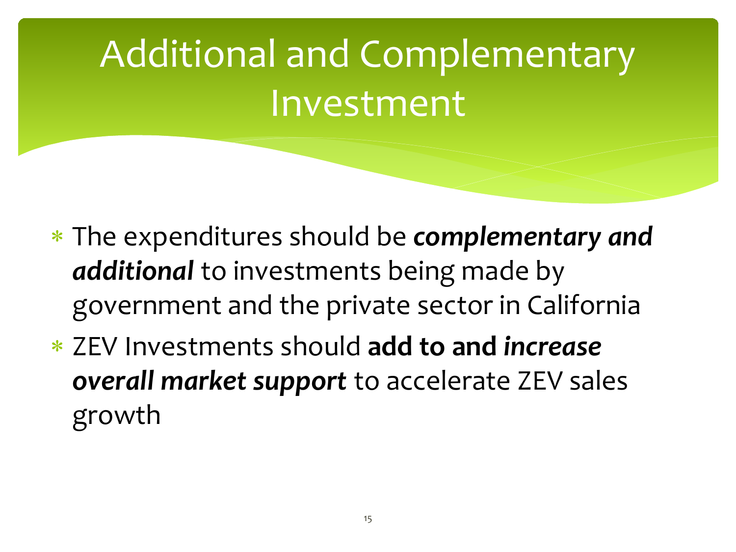# Additional and Complementary Investment

- The expenditures should be ***complementary and additional*** to investments being made by government and the private sector in California
- ZEV Investments should **add to and *increase overall market support*** to accelerate ZEV sales growth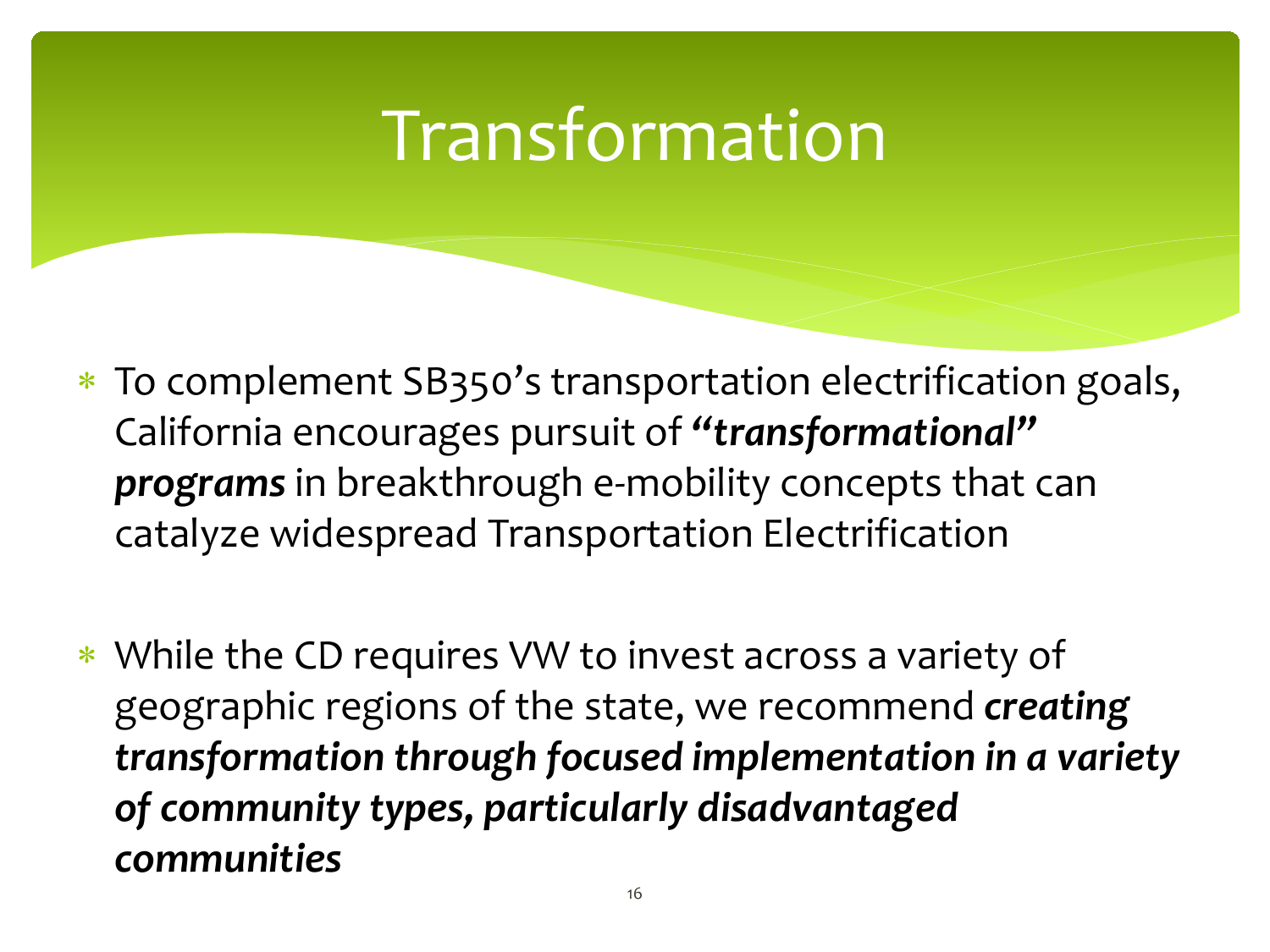# Transformation

- To complement SB350's transportation electrification goals, California encourages pursuit of ***"transformational" programs*** in breakthrough e-mobility concepts that can catalyze widespread Transportation Electrification

- While the CD requires VW to invest across a variety of geographic regions of the state, we recommend ***creating transformation through focused implementation in a variety of community types, particularly disadvantaged communities***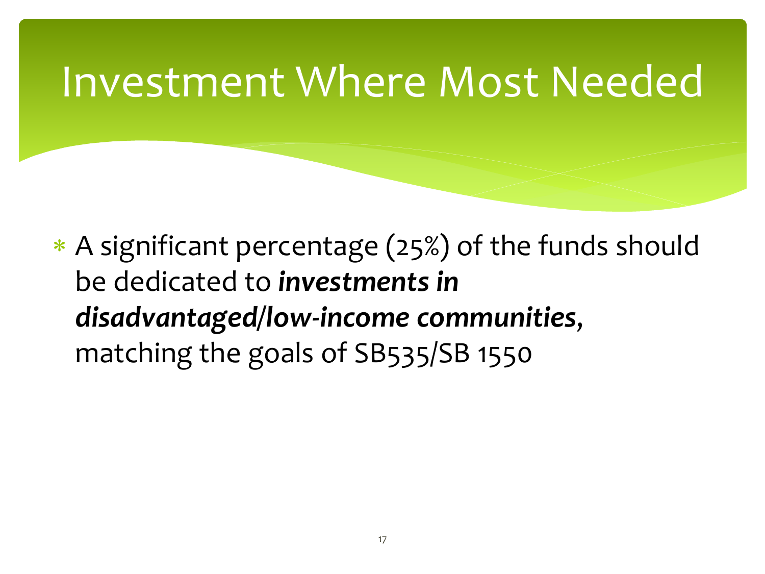# Investment Where Most Needed

* A significant percentage (25%) of the funds should be dedicated to ***investments in disadvantaged/low-income communities***, matching the goals of SB535/SB 1550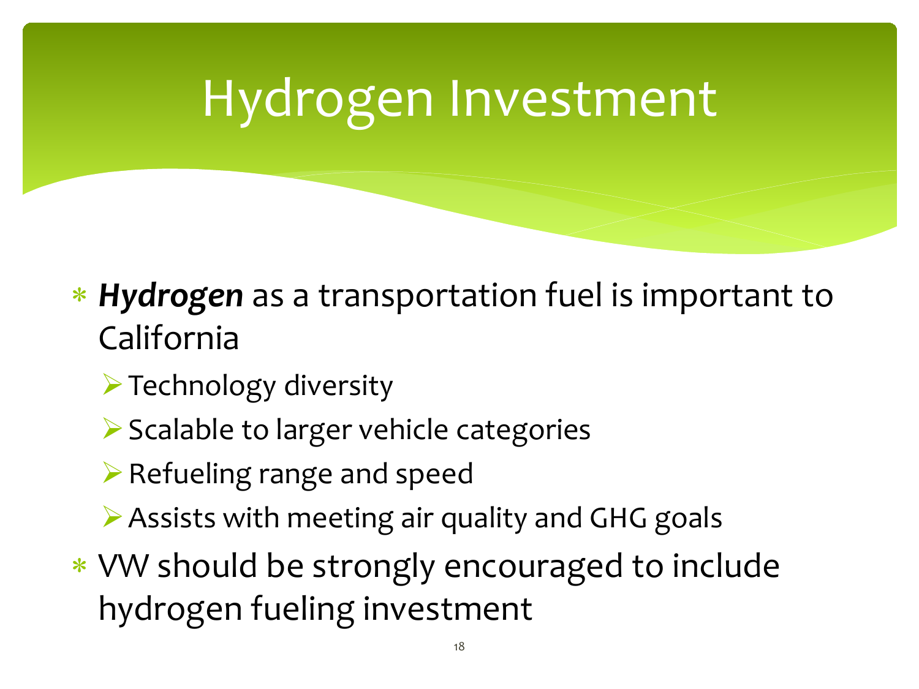# Hydrogen Investment

- ***Hydrogen*** as a transportation fuel is important to California
  - Technology diversity
  - Scalable to larger vehicle categories
  - Refueling range and speed
  - Assists with meeting air quality and GHG goals
- VW should be strongly encouraged to include hydrogen fueling investment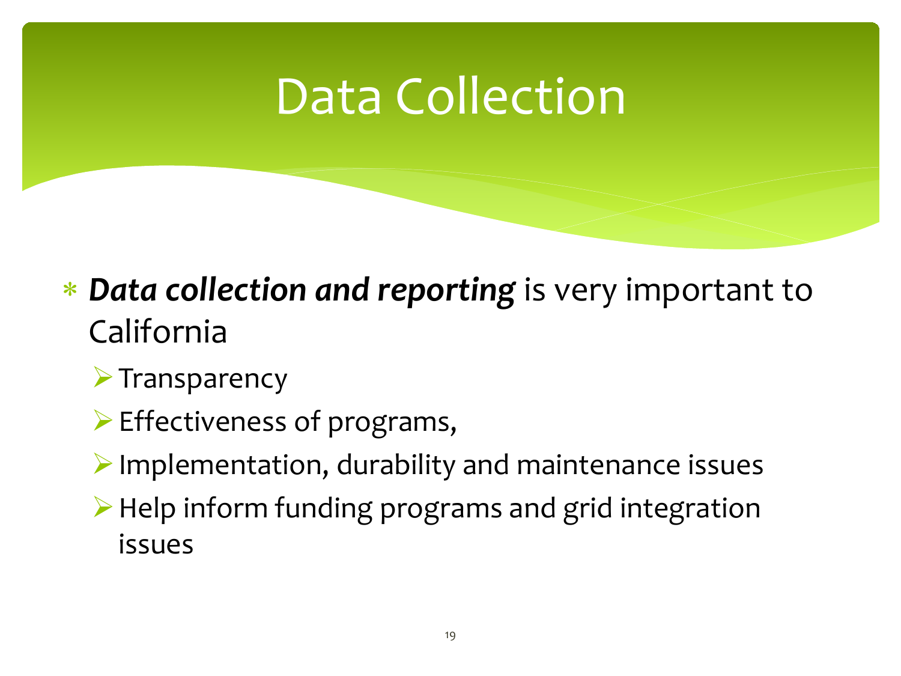# Data Collection

- ***Data collection and reporting*** is very important to California
  - Transparency
  - Effectiveness of programs,
  - Implementation, durability and maintenance issues
  - Help inform funding programs and grid integration issues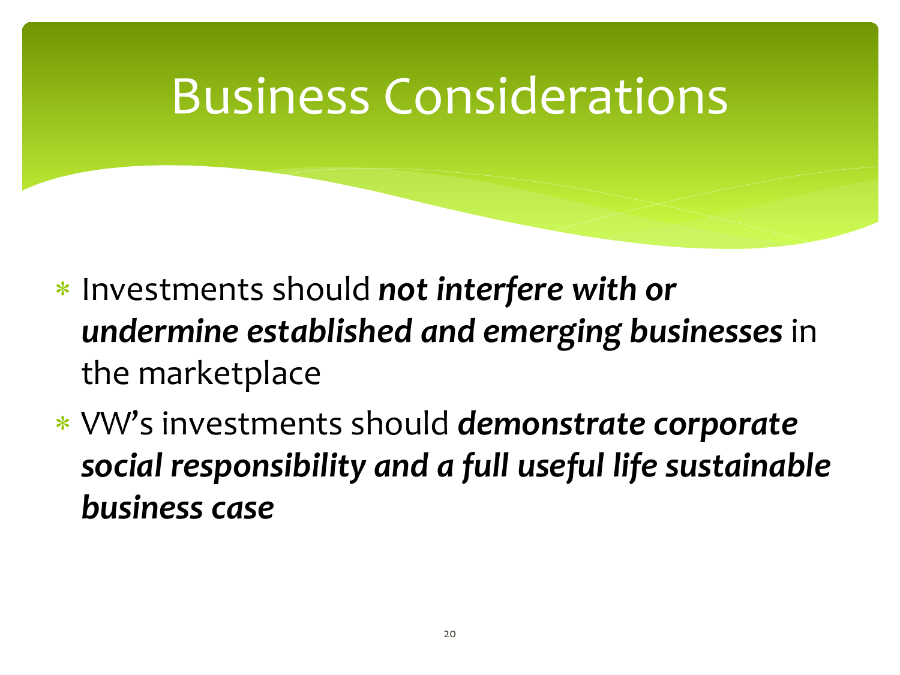# Business Considerations

- Investments should ***not interfere with or undermine established and emerging businesses*** in the marketplace
- VW's investments should ***demonstrate corporate social responsibility and a full useful life sustainable business case***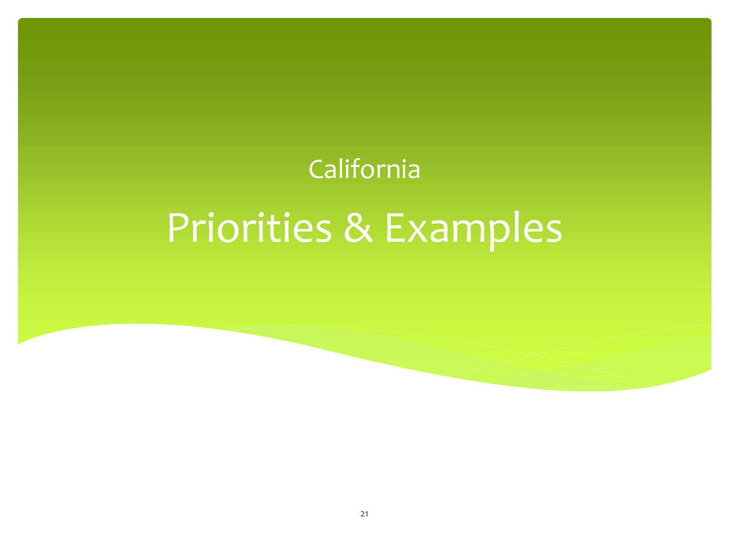California

# Priorities & Examples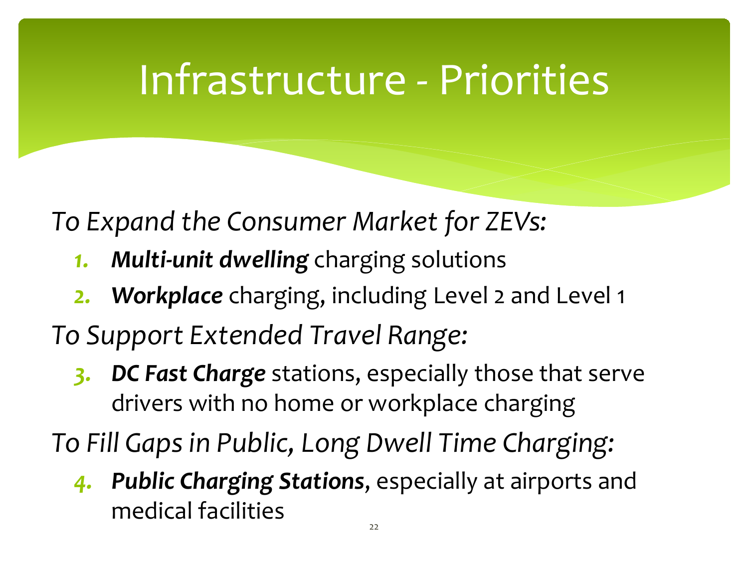# Infrastructure - Priorities

*To Expand the Consumer Market for ZEVs:*

1. ***Multi-unit dwelling*** charging solutions
2. ***Workplace*** charging, including Level 2 and Level 1

*To Support Extended Travel Range:*

3. ***DC Fast Charge*** stations, especially those that serve drivers with no home or workplace charging

*To Fill Gaps in Public, Long Dwell Time Charging:*

4. ***Public Charging Stations***, especially at airports and medical facilities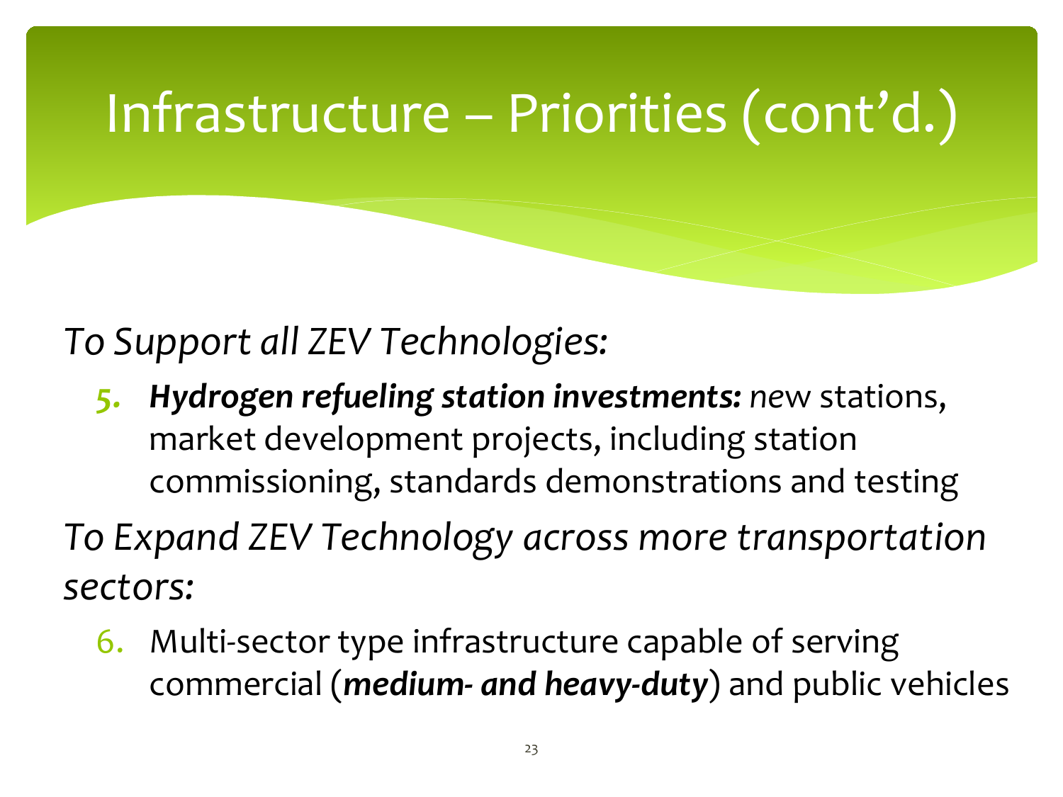# Infrastructure – Priorities (cont'd.)

*To Support all ZEV Technologies:*

5. ***Hydrogen refueling station investments:*** *ne*w stations, market development projects, including station commissioning, standards demonstrations and testing

*To Expand ZEV Technology across more transportation sectors:*

6. Multi-sector type infrastructure capable of serving commercial (***medium- and heavy-duty***) and public vehicles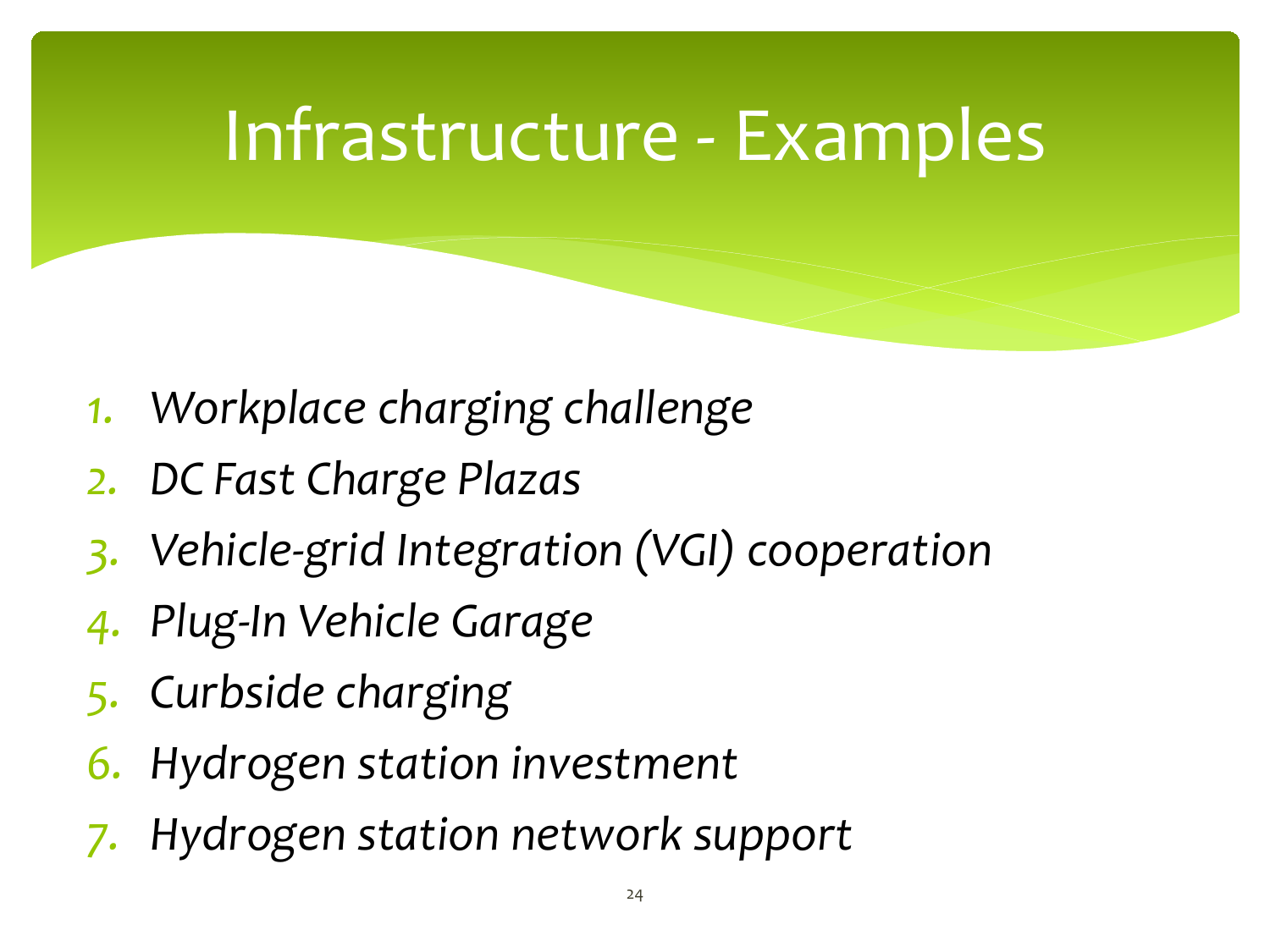# Infrastructure - Examples

1. *Workplace charging challenge*
2. *DC Fast Charge Plazas*
3. *Vehicle-grid Integration (VGI) cooperation*
4. *Plug-In Vehicle Garage*
5. *Curbside charging*
6. *Hydrogen station investment*
7. *Hydrogen station network support*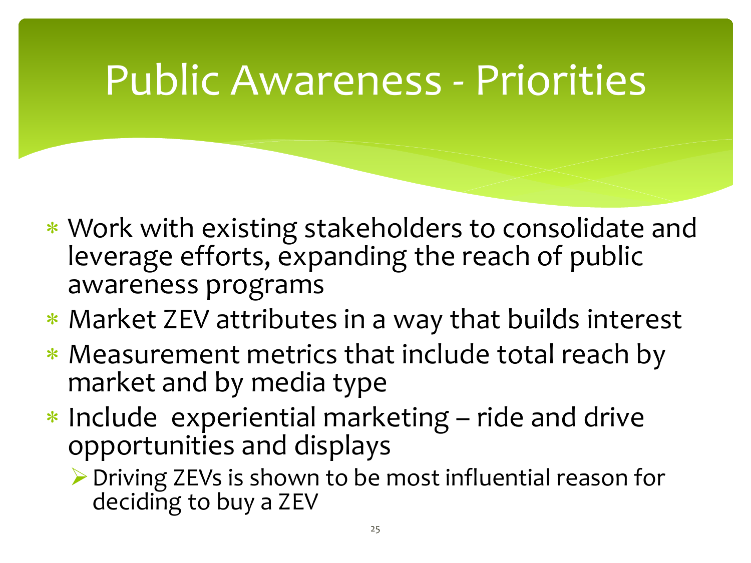# Public Awareness - Priorities

- Work with existing stakeholders to consolidate and leverage efforts, expanding the reach of public awareness programs
- Market ZEV attributes in a way that builds interest
- Measurement metrics that include total reach by market and by media type
- Include experiential marketing – ride and drive opportunities and displays
  - Driving ZEVs is shown to be most influential reason for deciding to buy a ZEV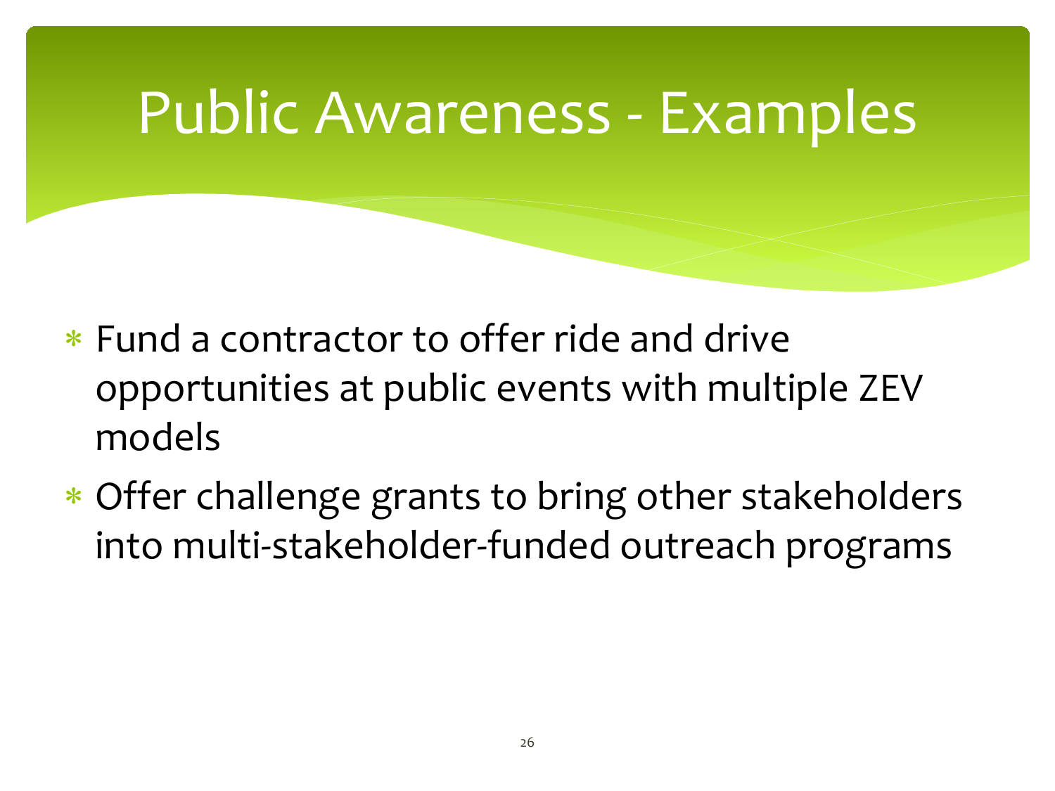# Public Awareness - Examples

* Fund a contractor to offer ride and drive opportunities at public events with multiple ZEV models
* Offer challenge grants to bring other stakeholders into multi-stakeholder-funded outreach programs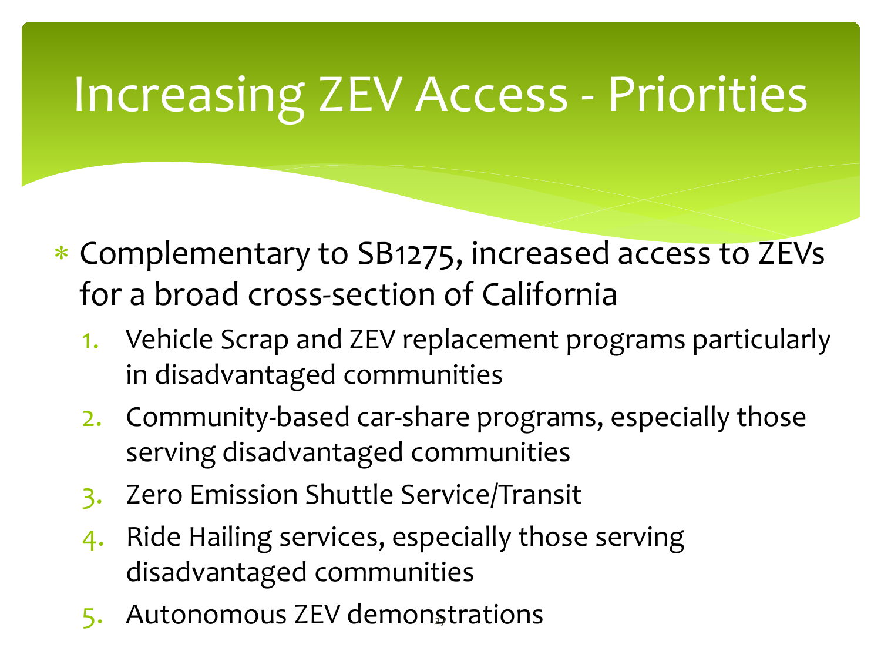# Increasing ZEV Access - Priorities

* Complementary to SB1275, increased access to ZEVs for a broad cross-section of California
  1. Vehicle Scrap and ZEV replacement programs particularly in disadvantaged communities
  2. Community-based car-share programs, especially those serving disadvantaged communities
  3. Zero Emission Shuttle Service/Transit
  4. Ride Hailing services, especially those serving disadvantaged communities
  5. Autonomous ZEV demonstrations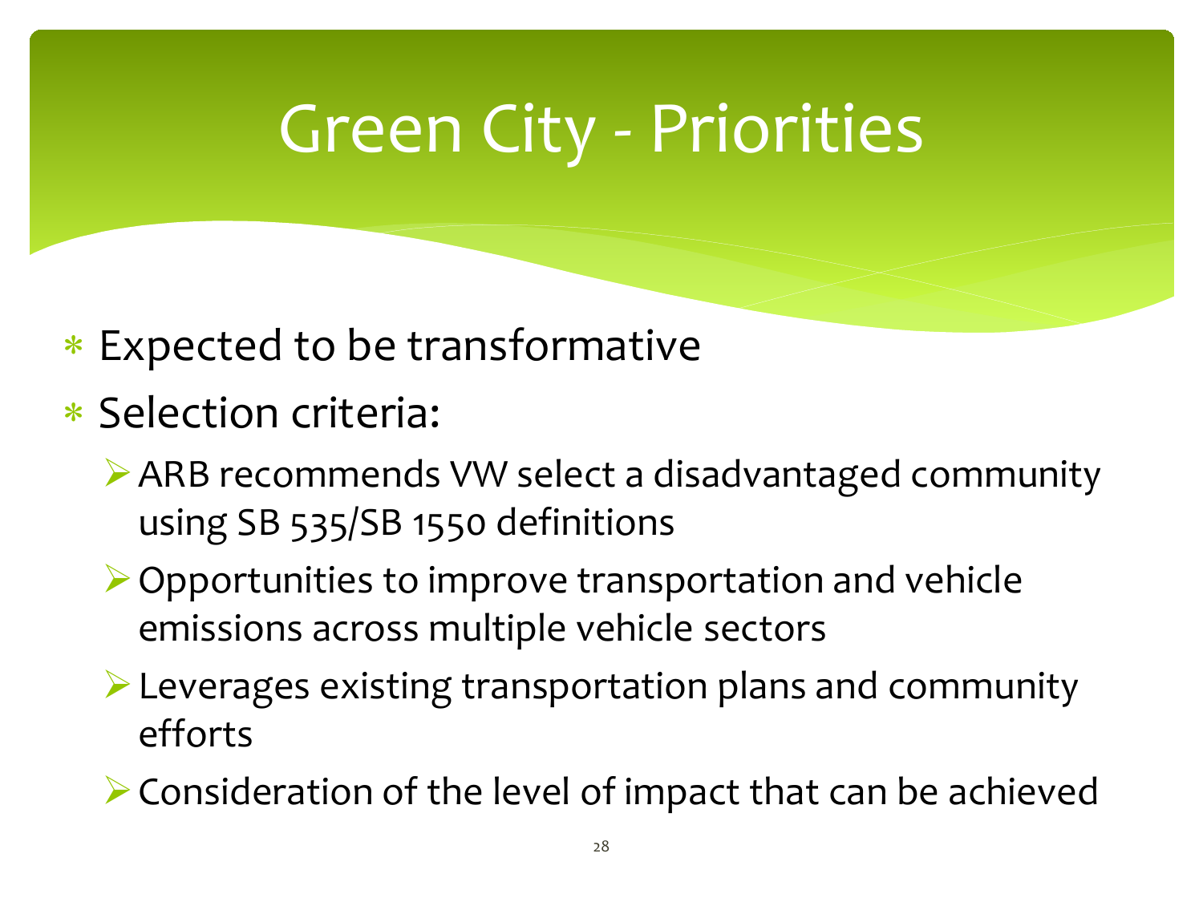# Green City - Priorities

- Expected to be transformative
- Selection criteria:
  - ARB recommends VW select a disadvantaged community using SB 535/SB 1550 definitions
  - Opportunities to improve transportation and vehicle emissions across multiple vehicle sectors
  - Leverages existing transportation plans and community efforts
  - Consideration of the level of impact that can be achieved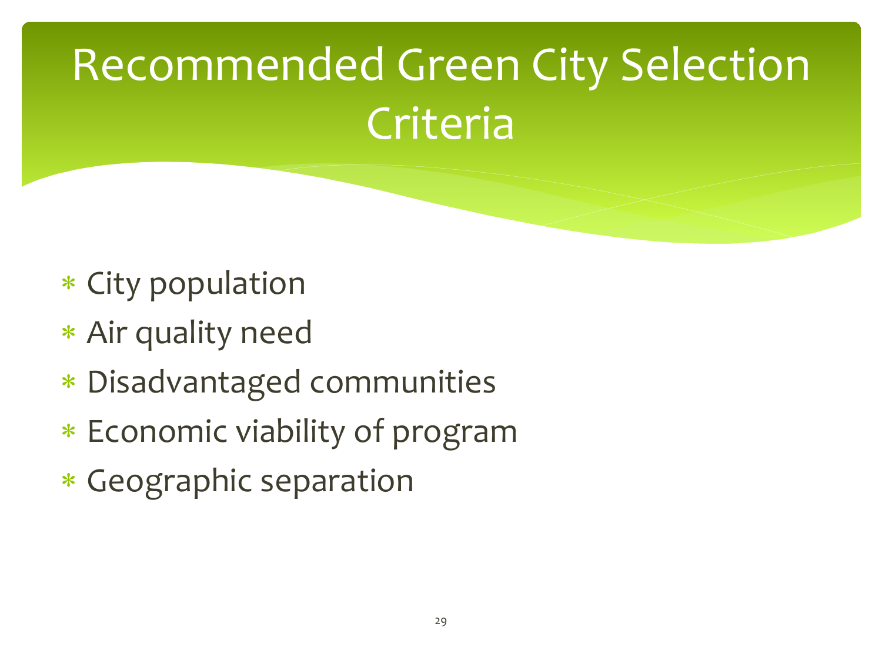# Recommended Green City Selection Criteria

- City population
- Air quality need
- Disadvantaged communities
- Economic viability of program
- Geographic separation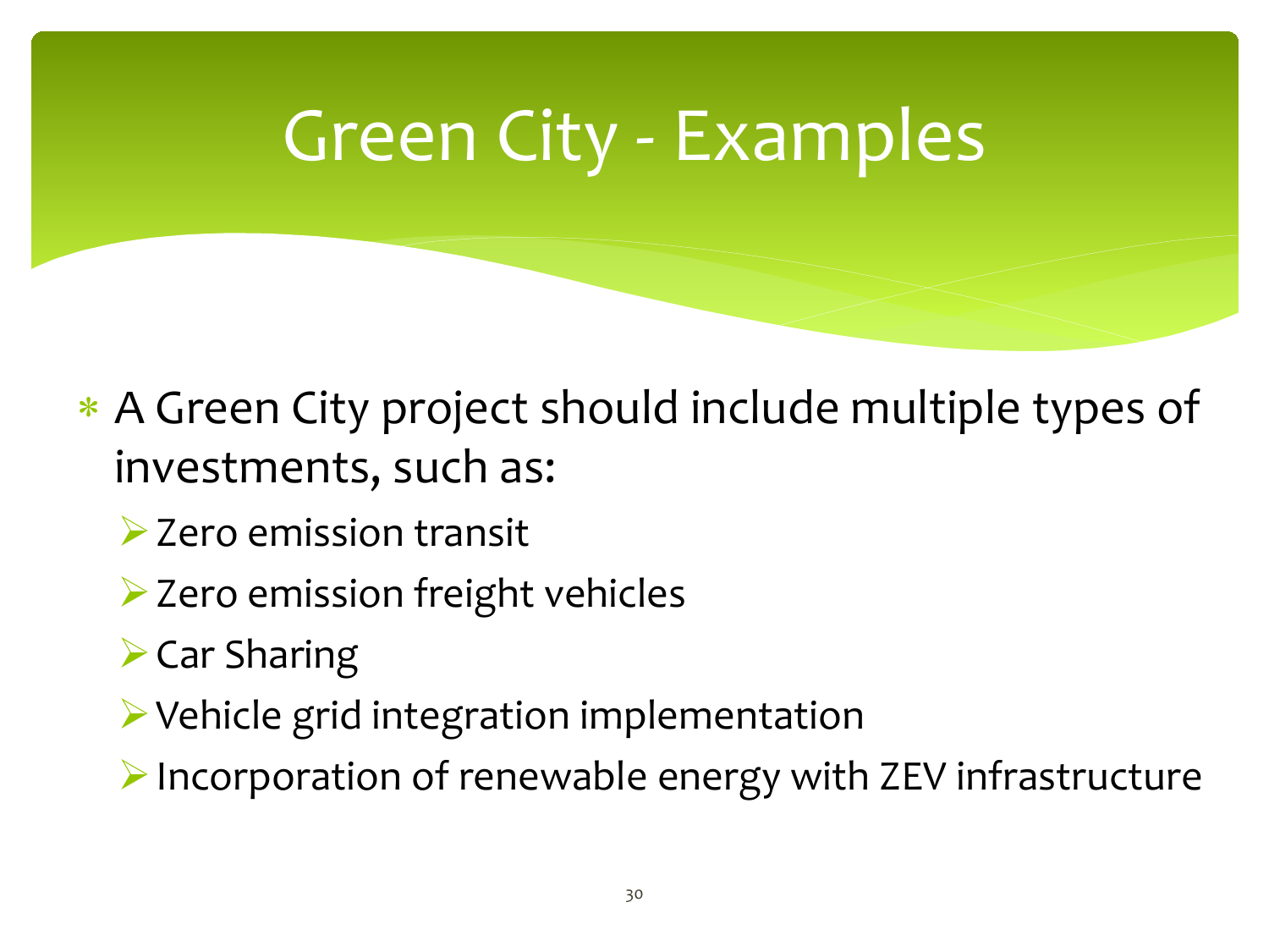# Green City - Examples

* A Green City project should include multiple types of investments, such as:
  - Zero emission transit
  - Zero emission freight vehicles
  - Car Sharing
  - Vehicle grid integration implementation
  - Incorporation of renewable energy with ZEV infrastructure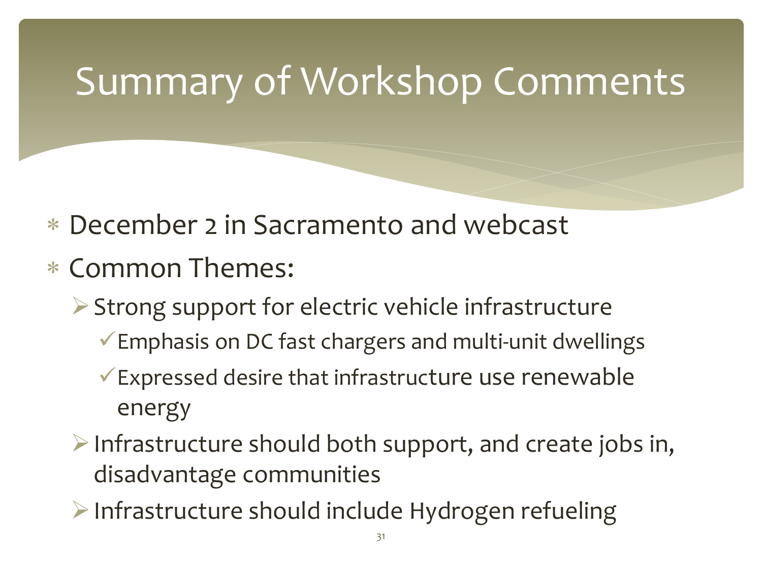# Summary of Workshop Comments

- December 2 in Sacramento and webcast
- Common Themes:
  - Strong support for electric vehicle infrastructure
    - Emphasis on DC fast chargers and multi-unit dwellings
    - Expressed desire that infrastructure use renewable energy
  - Infrastructure should both support, and create jobs in, disadvantage communities
  - Infrastructure should include Hydrogen refueling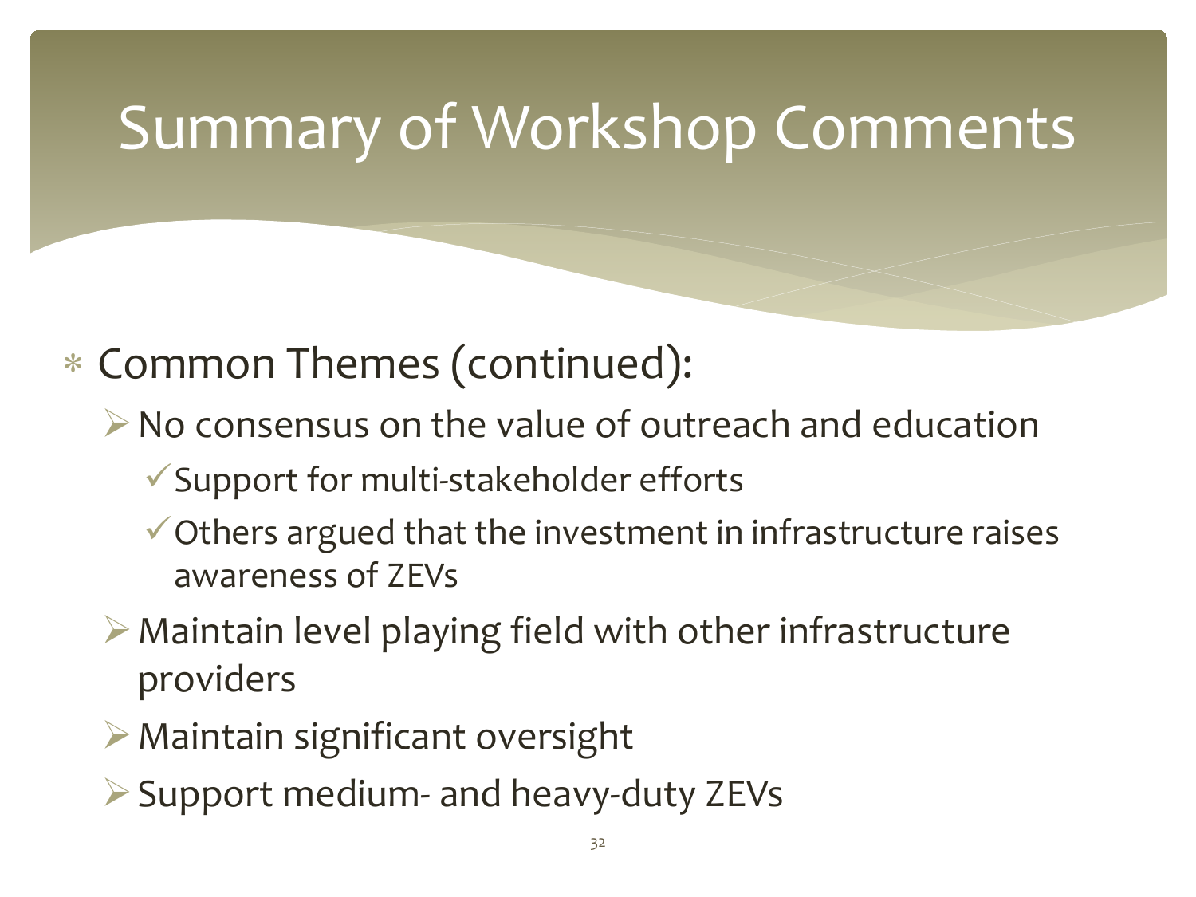# Summary of Workshop Comments

- Common Themes (continued):
  - No consensus on the value of outreach and education
    - Support for multi-stakeholder efforts
    - Others argued that the investment in infrastructure raises awareness of ZEVs
  - Maintain level playing field with other infrastructure providers
  - Maintain significant oversight
  - Support medium- and heavy-duty ZEVs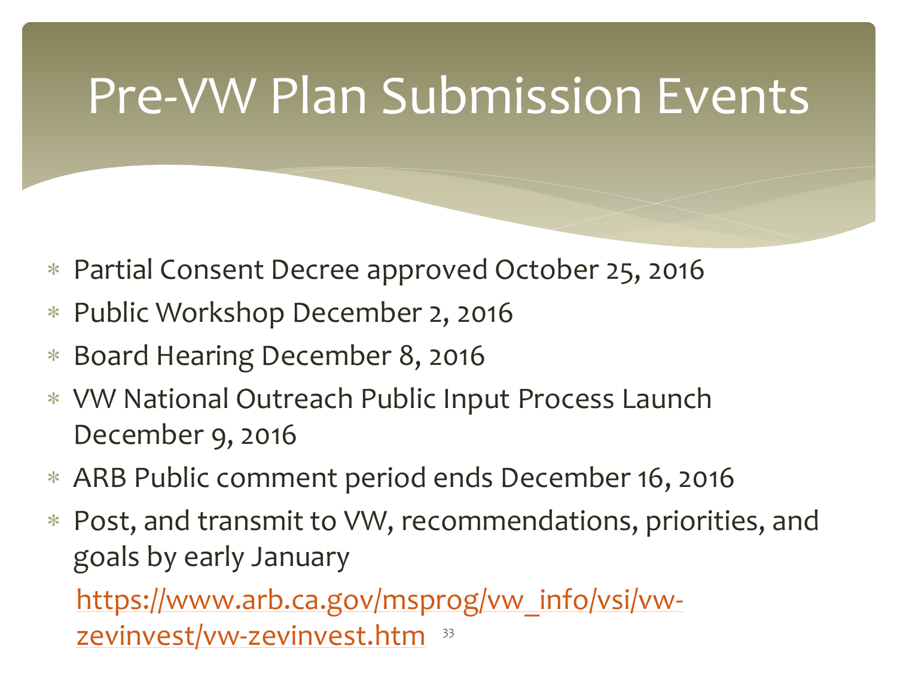# Pre-VW Plan Submission Events

- Partial Consent Decree approved October 25, 2016
- Public Workshop December 2, 2016
- Board Hearing December 8, 2016
- VW National Outreach Public Input Process Launch December 9, 2016
- ARB Public comment period ends December 16, 2016
- Post, and transmit to VW, recommendations, priorities, and goals by early January

  https://www.arb.ca.gov/msprog/vw_info/vsi/vw-zevinvest/vw-zevinvest.htm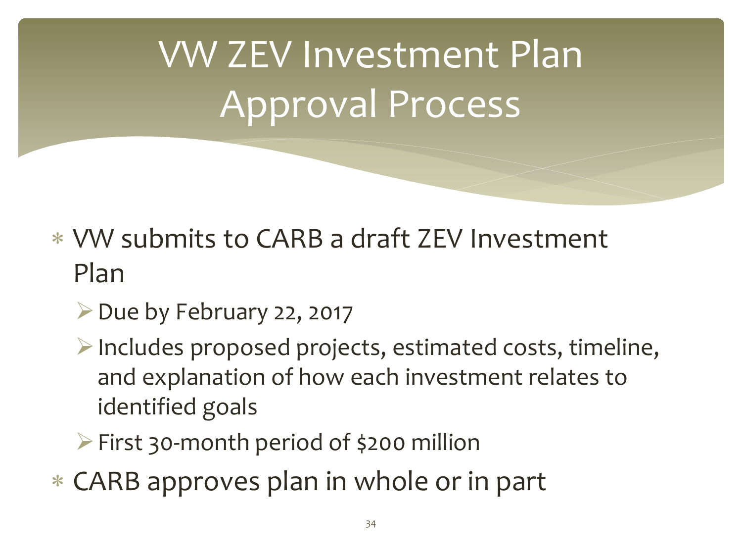# VW ZEV Investment Plan Approval Process

- VW submits to CARB a draft ZEV Investment Plan
  - Due by February 22, 2017
  - Includes proposed projects, estimated costs, timeline, and explanation of how each investment relates to identified goals
  - First 30-month period of $200 million
- CARB approves plan in whole or in part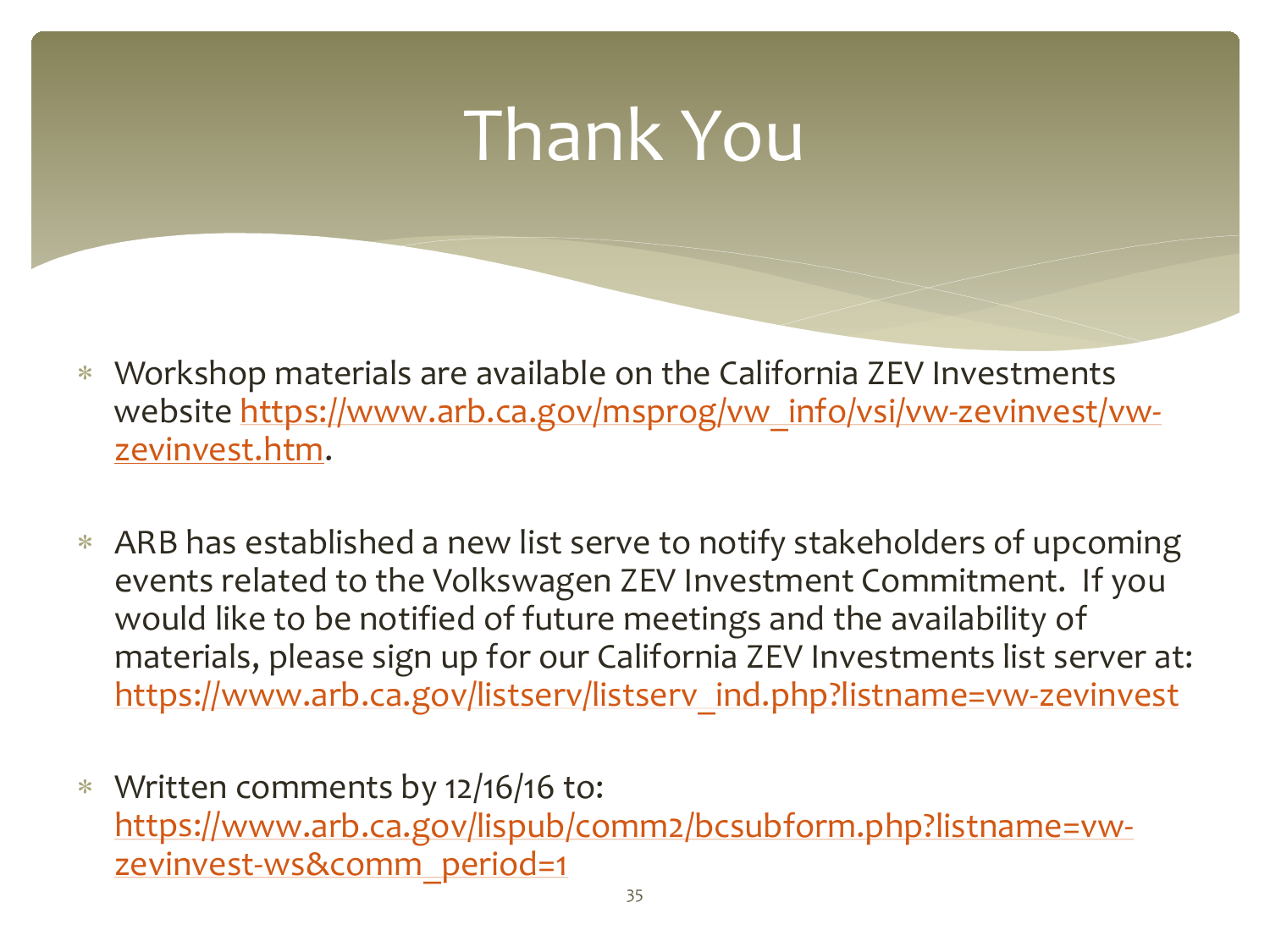# Thank You

- Workshop materials are available on the California ZEV Investments website https://www.arb.ca.gov/msprog/vw_info/vsi/vw-zevinvest/vw-zevinvest.htm.

- ARB has established a new list serve to notify stakeholders of upcoming events related to the Volkswagen ZEV Investment Commitment. If you would like to be notified of future meetings and the availability of materials, please sign up for our California ZEV Investments list server at: https://www.arb.ca.gov/listserv/listserv_ind.php?listname=vw-zevinvest

- Written comments by 12/16/16 to: https://www.arb.ca.gov/lispub/comm2/bcsubform.php?listname=vw-zevinvest-ws&comm_period=1